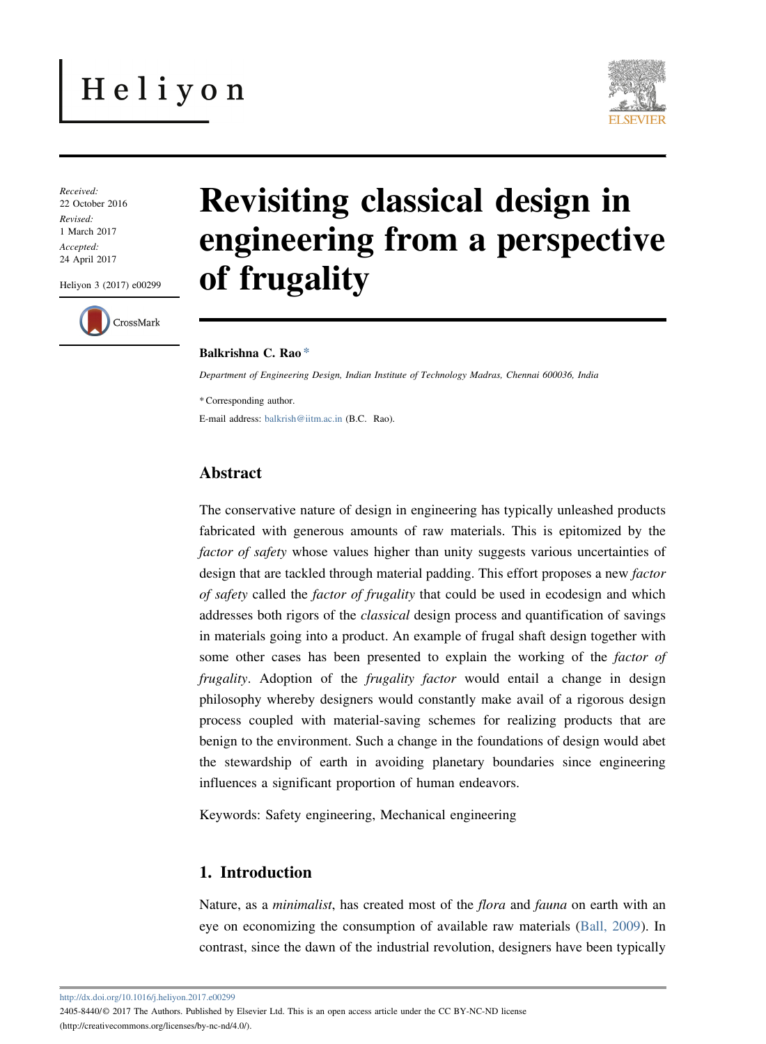Received:
22 October 2016
Revised:
1 March 2017
Accepted:
24 April 2017

Heliyon 3 (2017) e00299

# Revisiting classical design in engineering from a perspective of frugality

**Balkrishna C. Rao** *

*Department of Engineering Design, Indian Institute of Technology Madras, Chennai 600036, India*

\* Corresponding author.

E-mail address: balkrish@iitm.ac.in (B.C. Rao).

## Abstract

The conservative nature of design in engineering has typically unleashed products fabricated with generous amounts of raw materials. This is epitomized by the *factor of safety* whose values higher than unity suggests various uncertainties of design that are tackled through material padding. This effort proposes a new *factor of safety* called the *factor of frugality* that could be used in ecodesign and which addresses both rigors of the *classical* design process and quantification of savings in materials going into a product. An example of frugal shaft design together with some other cases has been presented to explain the working of the *factor of frugality*. Adoption of the *frugality factor* would entail a change in design philosophy whereby designers would constantly make avail of a rigorous design process coupled with material-saving schemes for realizing products that are benign to the environment. Such a change in the foundations of design would abet the stewardship of earth in avoiding planetary boundaries since engineering influences a significant proportion of human endeavors.

Keywords: Safety engineering, Mechanical engineering

## 1. Introduction

Nature, as a *minimalist*, has created most of the *flora* and *fauna* on earth with an eye on economizing the consumption of available raw materials (Ball, 2009). In contrast, since the dawn of the industrial revolution, designers have been typically

http://dx.doi.org/10.1016/j.heliyon.2017.e00299

2405-8440/© 2017 The Authors. Published by Elsevier Ltd. This is an open access article under the CC BY-NC-ND license (http://creativecommons.org/licenses/by-nc-nd/4.0/).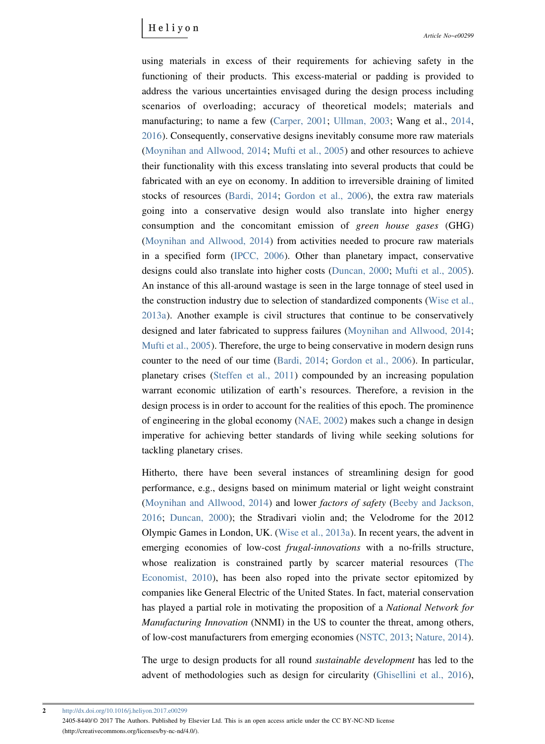using materials in excess of their requirements for achieving safety in the functioning of their products. This excess-material or padding is provided to address the various uncertainties envisaged during the design process including scenarios of overloading; accuracy of theoretical models; materials and manufacturing; to name a few (Carper, 2001; Ullman, 2003; Wang et al., 2014, 2016). Consequently, conservative designs inevitably consume more raw materials (Moynihan and Allwood, 2014; Mufti et al., 2005) and other resources to achieve their functionality with this excess translating into several products that could be fabricated with an eye on economy. In addition to irreversible draining of limited stocks of resources (Bardi, 2014; Gordon et al., 2006), the extra raw materials going into a conservative design would also translate into higher energy consumption and the concomitant emission of *green house gases* (GHG) (Moynihan and Allwood, 2014) from activities needed to procure raw materials in a specified form (IPCC, 2006). Other than planetary impact, conservative designs could also translate into higher costs (Duncan, 2000; Mufti et al., 2005). An instance of this all-around wastage is seen in the large tonnage of steel used in the construction industry due to selection of standardized components (Wise et al., 2013a). Another example is civil structures that continue to be conservatively designed and later fabricated to suppress failures (Moynihan and Allwood, 2014; Mufti et al., 2005). Therefore, the urge to being conservative in modern design runs counter to the need of our time (Bardi, 2014; Gordon et al., 2006). In particular, planetary crises (Steffen et al., 2011) compounded by an increasing population warrant economic utilization of earth's resources. Therefore, a revision in the design process is in order to account for the realities of this epoch. The prominence of engineering in the global economy (NAE, 2002) makes such a change in design imperative for achieving better standards of living while seeking solutions for tackling planetary crises.

Hitherto, there have been several instances of streamlining design for good performance, e.g., designs based on minimum material or light weight constraint (Moynihan and Allwood, 2014) and lower *factors of safety* (Beeby and Jackson, 2016; Duncan, 2000); the Stradivari violin and; the Velodrome for the 2012 Olympic Games in London, UK. (Wise et al., 2013a). In recent years, the advent in emerging economies of low-cost *frugal-innovations* with a no-frills structure, whose realization is constrained partly by scarcer material resources (The Economist, 2010), has been also roped into the private sector epitomized by companies like General Electric of the United States. In fact, material conservation has played a partial role in motivating the proposition of a *National Network for Manufacturing Innovation* (NNMI) in the US to counter the threat, among others, of low-cost manufacturers from emerging economies (NSTC, 2013; Nature, 2014).

The urge to design products for all round *sustainable development* has led to the advent of methodologies such as design for circularity (Ghisellini et al., 2016),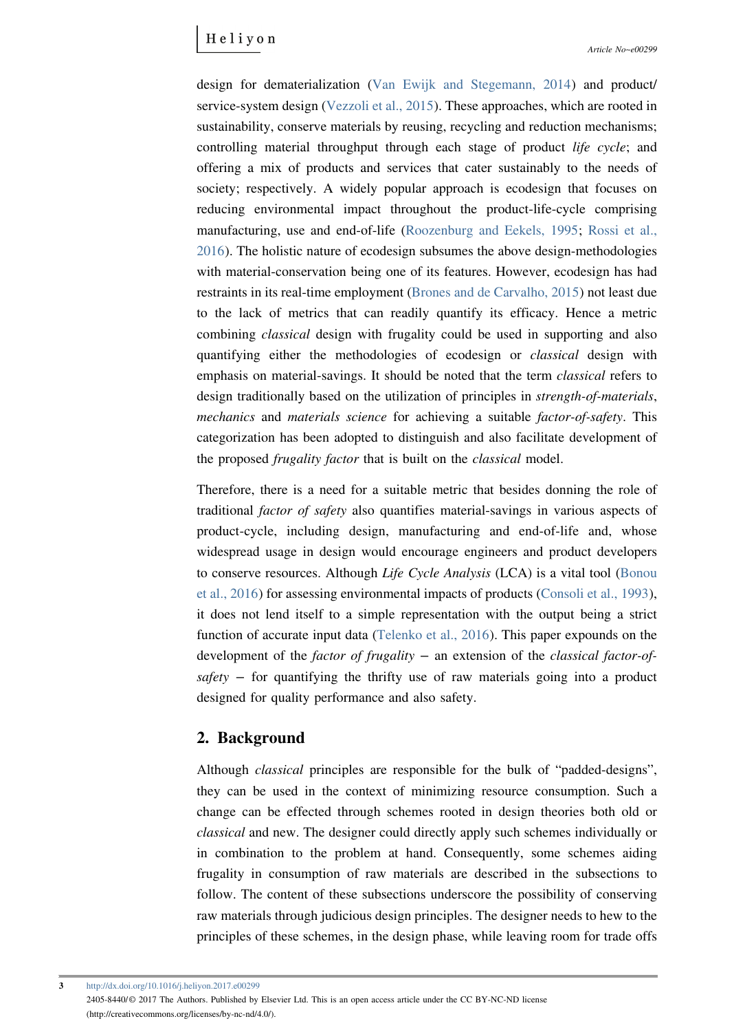design for dematerialization (Van Ewijk and Stegemann, 2014) and product/service-system design (Vezzoli et al., 2015). These approaches, which are rooted in sustainability, conserve materials by reusing, recycling and reduction mechanisms; controlling material throughput through each stage of product *life cycle*; and offering a mix of products and services that cater sustainably to the needs of society; respectively. A widely popular approach is ecodesign that focuses on reducing environmental impact throughout the product-life-cycle comprising manufacturing, use and end-of-life (Roozenburg and Eekels, 1995; Rossi et al., 2016). The holistic nature of ecodesign subsumes the above design-methodologies with material-conservation being one of its features. However, ecodesign has had restraints in its real-time employment (Brones and de Carvalho, 2015) not least due to the lack of metrics that can readily quantify its efficacy. Hence a metric combining *classical* design with frugality could be used in supporting and also quantifying either the methodologies of ecodesign or *classical* design with emphasis on material-savings. It should be noted that the term *classical* refers to design traditionally based on the utilization of principles in *strength-of-materials*, *mechanics* and *materials science* for achieving a suitable *factor-of-safety*. This categorization has been adopted to distinguish and also facilitate development of the proposed *frugality factor* that is built on the *classical* model.

Therefore, there is a need for a suitable metric that besides donning the role of traditional *factor of safety* also quantifies material-savings in various aspects of product-cycle, including design, manufacturing and end-of-life and, whose widespread usage in design would encourage engineers and product developers to conserve resources. Although *Life Cycle Analysis* (LCA) is a vital tool (Bonou et al., 2016) for assessing environmental impacts of products (Consoli et al., 1993), it does not lend itself to a simple representation with the output being a strict function of accurate input data (Telenko et al., 2016). This paper expounds on the development of the *factor of frugality* – an extension of the *classical factor-of-safety* – for quantifying the thrifty use of raw materials going into a product designed for quality performance and also safety.

## 2. Background

Although *classical* principles are responsible for the bulk of "padded-designs", they can be used in the context of minimizing resource consumption. Such a change can be effected through schemes rooted in design theories both old or *classical* and new. The designer could directly apply such schemes individually or in combination to the problem at hand. Consequently, some schemes aiding frugality in consumption of raw materials are described in the subsections to follow. The content of these subsections underscore the possibility of conserving raw materials through judicious design principles. The designer needs to hew to the principles of these schemes, in the design phase, while leaving room for trade offs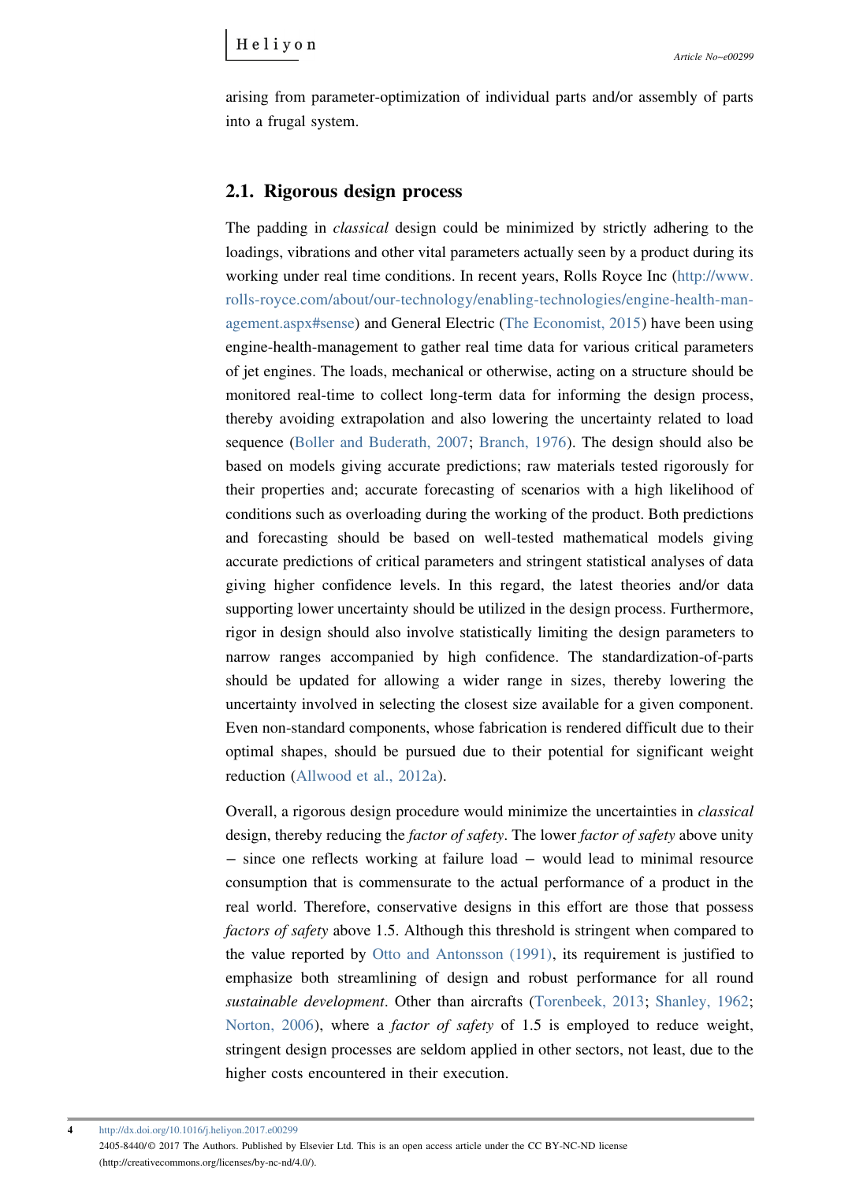arising from parameter-optimization of individual parts and/or assembly of parts into a frugal system.

## 2.1. Rigorous design process

The padding in *classical* design could be minimized by strictly adhering to the loadings, vibrations and other vital parameters actually seen by a product during its working under real time conditions. In recent years, Rolls Royce Inc (http://www.rolls-royce.com/about/our-technology/enabling-technologies/engine-health-management.aspx#sense) and General Electric (The Economist, 2015) have been using engine-health-management to gather real time data for various critical parameters of jet engines. The loads, mechanical or otherwise, acting on a structure should be monitored real-time to collect long-term data for informing the design process, thereby avoiding extrapolation and also lowering the uncertainty related to load sequence (Boller and Buderath, 2007; Branch, 1976). The design should also be based on models giving accurate predictions; raw materials tested rigorously for their properties and; accurate forecasting of scenarios with a high likelihood of conditions such as overloading during the working of the product. Both predictions and forecasting should be based on well-tested mathematical models giving accurate predictions of critical parameters and stringent statistical analyses of data giving higher confidence levels. In this regard, the latest theories and/or data supporting lower uncertainty should be utilized in the design process. Furthermore, rigor in design should also involve statistically limiting the design parameters to narrow ranges accompanied by high confidence. The standardization-of-parts should be updated for allowing a wider range in sizes, thereby lowering the uncertainty involved in selecting the closest size available for a given component. Even non-standard components, whose fabrication is rendered difficult due to their optimal shapes, should be pursued due to their potential for significant weight reduction (Allwood et al., 2012a).

Overall, a rigorous design procedure would minimize the uncertainties in *classical* design, thereby reducing the *factor of safety*. The lower *factor of safety* above unity − since one reflects working at failure load − would lead to minimal resource consumption that is commensurate to the actual performance of a product in the real world. Therefore, conservative designs in this effort are those that possess *factors of safety* above 1.5. Although this threshold is stringent when compared to the value reported by Otto and Antonsson (1991), its requirement is justified to emphasize both streamlining of design and robust performance for all round *sustainable development*. Other than aircrafts (Torenbeek, 2013; Shanley, 1962; Norton, 2006), where a *factor of safety* of 1.5 is employed to reduce weight, stringent design processes are seldom applied in other sectors, not least, due to the higher costs encountered in their execution.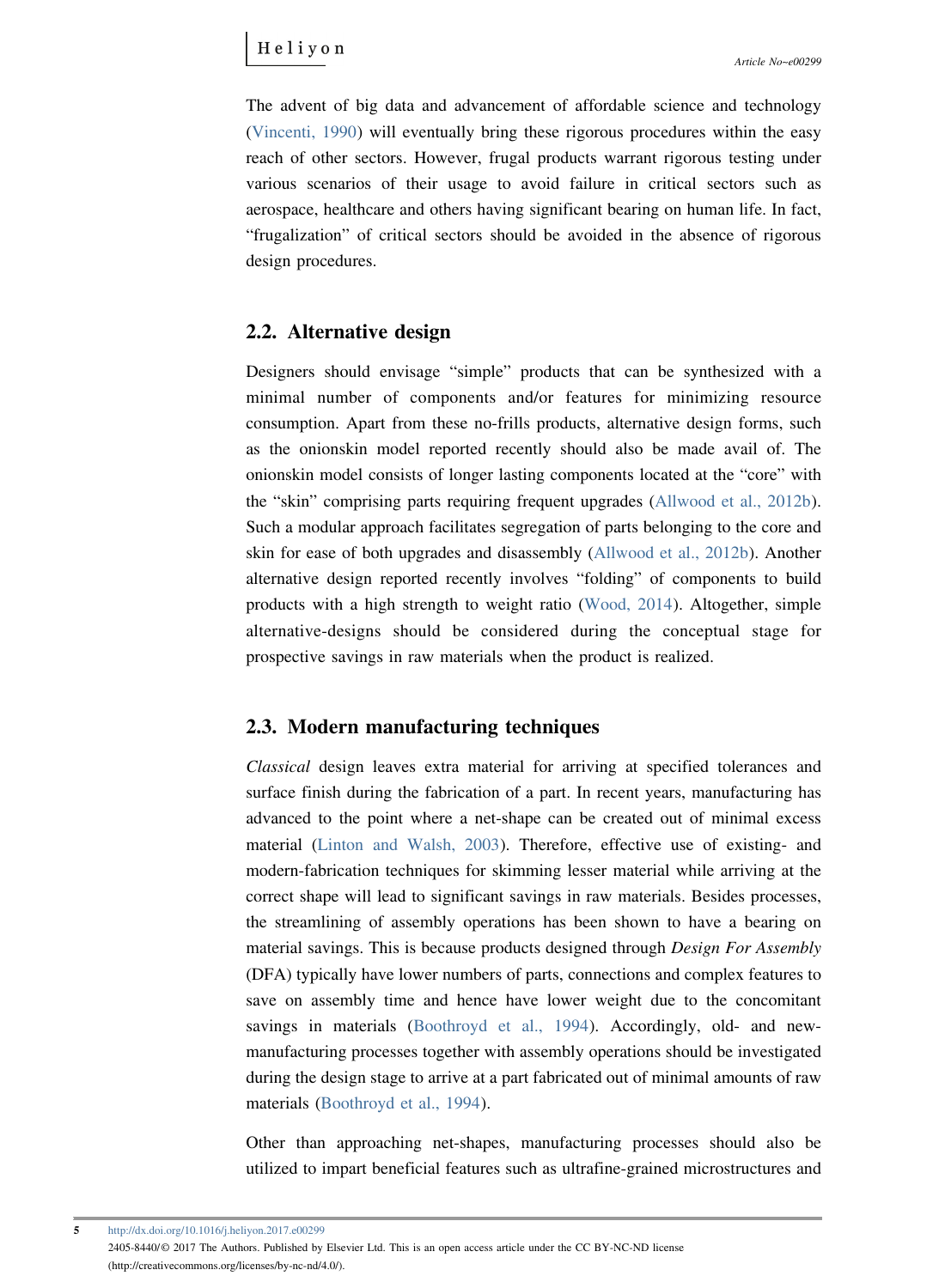The advent of big data and advancement of affordable science and technology (Vincenti, 1990) will eventually bring these rigorous procedures within the easy reach of other sectors. However, frugal products warrant rigorous testing under various scenarios of their usage to avoid failure in critical sectors such as aerospace, healthcare and others having significant bearing on human life. In fact, "frugalization" of critical sectors should be avoided in the absence of rigorous design procedures.

## 2.2. Alternative design

Designers should envisage "simple" products that can be synthesized with a minimal number of components and/or features for minimizing resource consumption. Apart from these no-frills products, alternative design forms, such as the onionskin model reported recently should also be made avail of. The onionskin model consists of longer lasting components located at the "core" with the "skin" comprising parts requiring frequent upgrades (Allwood et al., 2012b). Such a modular approach facilitates segregation of parts belonging to the core and skin for ease of both upgrades and disassembly (Allwood et al., 2012b). Another alternative design reported recently involves "folding" of components to build products with a high strength to weight ratio (Wood, 2014). Altogether, simple alternative-designs should be considered during the conceptual stage for prospective savings in raw materials when the product is realized.

## 2.3. Modern manufacturing techniques

*Classical* design leaves extra material for arriving at specified tolerances and surface finish during the fabrication of a part. In recent years, manufacturing has advanced to the point where a net-shape can be created out of minimal excess material (Linton and Walsh, 2003). Therefore, effective use of existing- and modern-fabrication techniques for skimming lesser material while arriving at the correct shape will lead to significant savings in raw materials. Besides processes, the streamlining of assembly operations has been shown to have a bearing on material savings. This is because products designed through *Design For Assembly* (DFA) typically have lower numbers of parts, connections and complex features to save on assembly time and hence have lower weight due to the concomitant savings in materials (Boothroyd et al., 1994). Accordingly, old- and new-manufacturing processes together with assembly operations should be investigated during the design stage to arrive at a part fabricated out of minimal amounts of raw materials (Boothroyd et al., 1994).

Other than approaching net-shapes, manufacturing processes should also be utilized to impart beneficial features such as ultrafine-grained microstructures and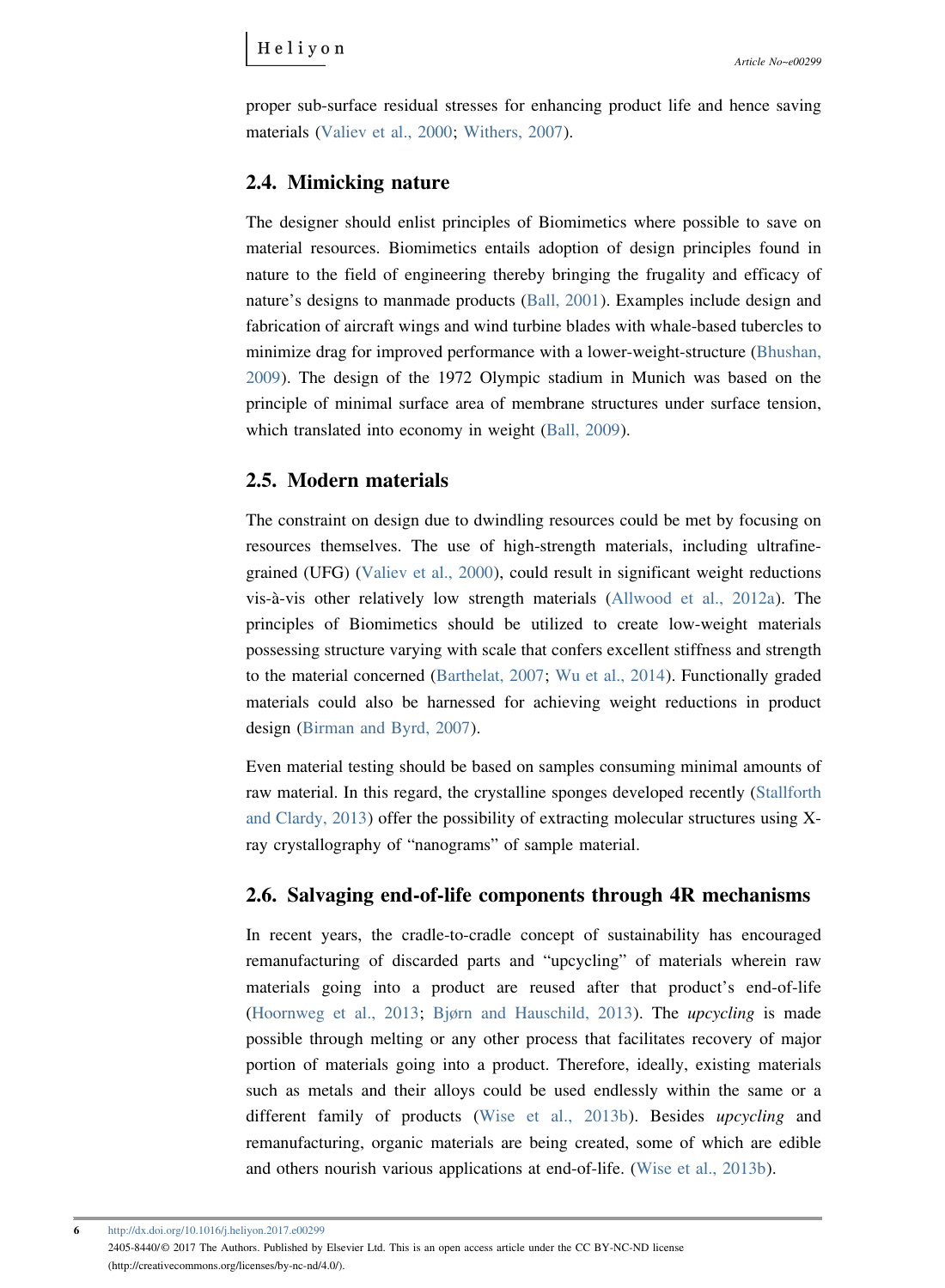proper sub-surface residual stresses for enhancing product life and hence saving materials (Valiev et al., 2000; Withers, 2007).

## 2.4. Mimicking nature

The designer should enlist principles of Biomimetics where possible to save on material resources. Biomimetics entails adoption of design principles found in nature to the field of engineering thereby bringing the frugality and efficacy of nature's designs to manmade products (Ball, 2001). Examples include design and fabrication of aircraft wings and wind turbine blades with whale-based tubercles to minimize drag for improved performance with a lower-weight-structure (Bhushan, 2009). The design of the 1972 Olympic stadium in Munich was based on the principle of minimal surface area of membrane structures under surface tension, which translated into economy in weight (Ball, 2009).

## 2.5. Modern materials

The constraint on design due to dwindling resources could be met by focusing on resources themselves. The use of high-strength materials, including ultrafine-grained (UFG) (Valiev et al., 2000), could result in significant weight reductions vis-à-vis other relatively low strength materials (Allwood et al., 2012a). The principles of Biomimetics should be utilized to create low-weight materials possessing structure varying with scale that confers excellent stiffness and strength to the material concerned (Barthelat, 2007; Wu et al., 2014). Functionally graded materials could also be harnessed for achieving weight reductions in product design (Birman and Byrd, 2007).

Even material testing should be based on samples consuming minimal amounts of raw material. In this regard, the crystalline sponges developed recently (Stallforth and Clardy, 2013) offer the possibility of extracting molecular structures using X-ray crystallography of "nanograms" of sample material.

## 2.6. Salvaging end-of-life components through 4R mechanisms

In recent years, the cradle-to-cradle concept of sustainability has encouraged remanufacturing of discarded parts and "upcycling" of materials wherein raw materials going into a product are reused after that product's end-of-life (Hoornweg et al., 2013; Bjørn and Hauschild, 2013). The *upcycling* is made possible through melting or any other process that facilitates recovery of major portion of materials going into a product. Therefore, ideally, existing materials such as metals and their alloys could be used endlessly within the same or a different family of products (Wise et al., 2013b). Besides *upcycling* and remanufacturing, organic materials are being created, some of which are edible and others nourish various applications at end-of-life. (Wise et al., 2013b).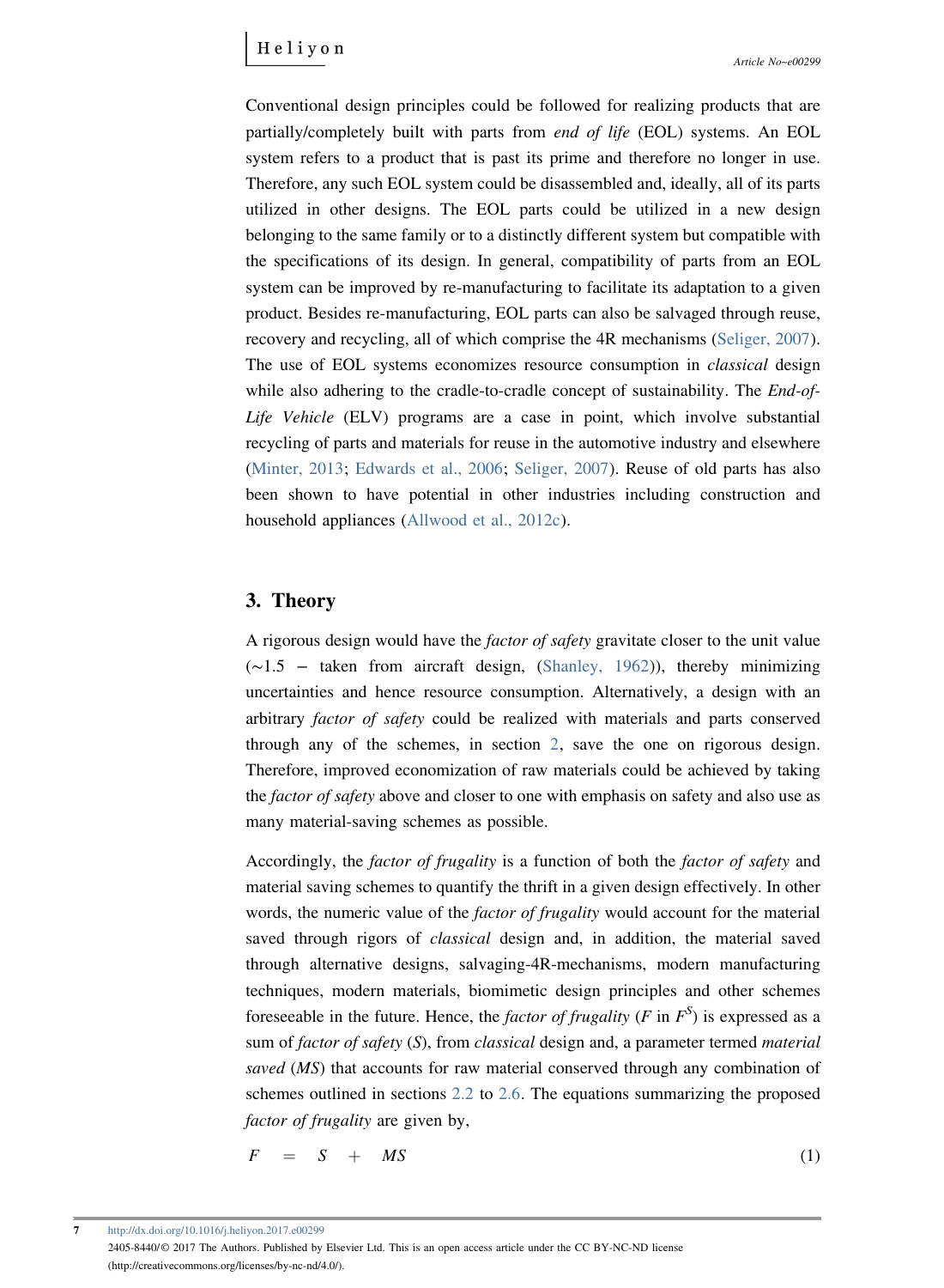Conventional design principles could be followed for realizing products that are partially/completely built with parts from *end of life* (EOL) systems. An EOL system refers to a product that is past its prime and therefore no longer in use. Therefore, any such EOL system could be disassembled and, ideally, all of its parts utilized in other designs. The EOL parts could be utilized in a new design belonging to the same family or to a distinctly different system but compatible with the specifications of its design. In general, compatibility of parts from an EOL system can be improved by re-manufacturing to facilitate its adaptation to a given product. Besides re-manufacturing, EOL parts can also be salvaged through reuse, recovery and recycling, all of which comprise the 4R mechanisms (Seliger, 2007). The use of EOL systems economizes resource consumption in *classical* design while also adhering to the cradle-to-cradle concept of sustainability. The *End-of-Life Vehicle* (ELV) programs are a case in point, which involve substantial recycling of parts and materials for reuse in the automotive industry and elsewhere (Minter, 2013; Edwards et al., 2006; Seliger, 2007). Reuse of old parts has also been shown to have potential in other industries including construction and household appliances (Allwood et al., 2012c).

## 3. Theory

A rigorous design would have the *factor of safety* gravitate closer to the unit value (~1.5 – taken from aircraft design, (Shanley, 1962)), thereby minimizing uncertainties and hence resource consumption. Alternatively, a design with an arbitrary *factor of safety* could be realized with materials and parts conserved through any of the schemes, in section 2, save the one on rigorous design. Therefore, improved economization of raw materials could be achieved by taking the *factor of safety* above and closer to one with emphasis on safety and also use as many material-saving schemes as possible.

Accordingly, the *factor of frugality* is a function of both the *factor of safety* and material saving schemes to quantify the thrift in a given design effectively. In other words, the numeric value of the *factor of frugality* would account for the material saved through rigors of *classical* design and, in addition, the material saved through alternative designs, salvaging-4R-mechanisms, modern manufacturing techniques, modern materials, biomimetic design principles and other schemes foreseeable in the future. Hence, the *factor of frugality* ($F$ in $F^S$) is expressed as a sum of *factor of safety* ($S$), from *classical* design and, a parameter termed *material saved* ($MS$) that accounts for raw material conserved through any combination of schemes outlined in sections 2.2 to 2.6. The equations summarizing the proposed *factor of frugality* are given by,

$$F = S + MS \tag{1}$$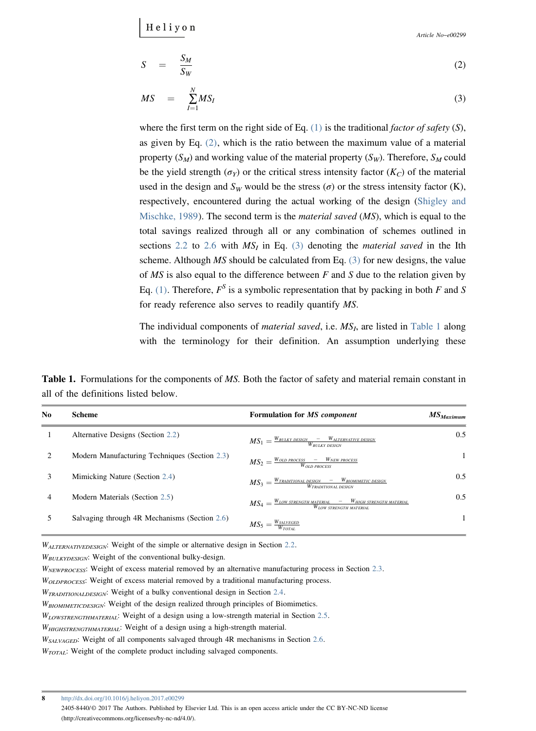$$S = \frac{S_M}{S_W} \tag{2}$$

$$MS = \sum_{I=1}^{N} MS_I \tag{3}$$

where the first term on the right side of Eq. (1) is the traditional *factor of safety* ($S$), as given by Eq. (2), which is the ratio between the maximum value of a material property ($S_M$) and working value of the material property ($S_W$). Therefore, $S_M$ could be the yield strength ($\sigma_Y$) or the critical stress intensity factor ($K_C$) of the material used in the design and $S_W$ would be the stress ($\sigma$) or the stress intensity factor (K), respectively, encountered during the actual working of the design (Shigley and Mischke, 1989). The second term is the *material saved* ($MS$), which is equal to the total savings realized through all or any combination of schemes outlined in sections 2.2 to 2.6 with $MS_I$ in Eq. (3) denoting the *material saved* in the Ith scheme. Although $MS$ should be calculated from Eq. (3) for new designs, the value of $MS$ is also equal to the difference between $F$ and $S$ due to the relation given by Eq. (1). Therefore, $F^S$ is a symbolic representation that by packing in both $F$ and $S$ for ready reference also serves to readily quantify $MS$.

The individual components of *material saved*, i.e. $MS_I$, are listed in Table 1 along with the terminology for their definition. An assumption underlying these

**Table 1.** Formulations for the components of *MS*. Both the factor of safety and material remain constant in all of the definitions listed below.

| No | Scheme | Formulation for *MS component* | $MS_{Maximum}$ |
|---|---|---|---|
| 1 | Alternative Designs (Section 2.2) | $MS_1 = \frac{W_{BULKY\ DESIGN} - W_{ALTERNATIVE\ DESIGN}}{W_{BULKY\ DESIGN}}$ | 0.5 |
| 2 | Modern Manufacturing Techniques (Section 2.3) | $MS_2 = \frac{W_{OLD\ PROCESS} - W_{NEW\ PROCESS}}{W_{OLD\ PROCESS}}$ | 1 |
| 3 | Mimicking Nature (Section 2.4) | $MS_3 = \frac{W_{TRADITIONAL\ DESIGN} - W_{BIOMIMETIC\ DESIGN}}{W_{TRADITIONAL\ DESIGN}}$ | 0.5 |
| 4 | Modern Materials (Section 2.5) | $MS_4 = \frac{W_{LOW\ STRENGTH\ MATERIAL} - W_{HIGH\ STRENGTH\ MATERIAL}}{W_{LOW\ STRENGTH\ MATERIAL}}$ | 0.5 |
| 5 | Salvaging through 4R Mechanisms (Section 2.6) | $MS_5 = \frac{W_{SALVEGED}}{W_{TOTAL}}$ | 1 |

$W_{ALTERNATIVEDESIGN}$: Weight of the simple or alternative design in Section 2.2.
$W_{BULKYDESIGN}$: Weight of the conventional bulky-design.
$W_{NEWPROCESS}$: Weight of excess material removed by an alternative manufacturing process in Section 2.3.
$W_{OLDPROCESS}$: Weight of excess material removed by a traditional manufacturing process.
$W_{TRADITIONALDESIGN}$: Weight of a bulky conventional design in Section 2.4.
$W_{BIOMIMETICDESIGN}$: Weight of the design realized through principles of Biomimetics.
$W_{LOWSTRENGTHMATERIAL}$: Weight of a design using a low-strength material in Section 2.5.
$W_{HIGHSTRENGTHMATERIAL}$: Weight of a design using a high-strength material.
$W_{SALVAGED}$: Weight of all components salvaged through 4R mechanisms in Section 2.6.
$W_{TOTAL}$: Weight of the complete product including salvaged components.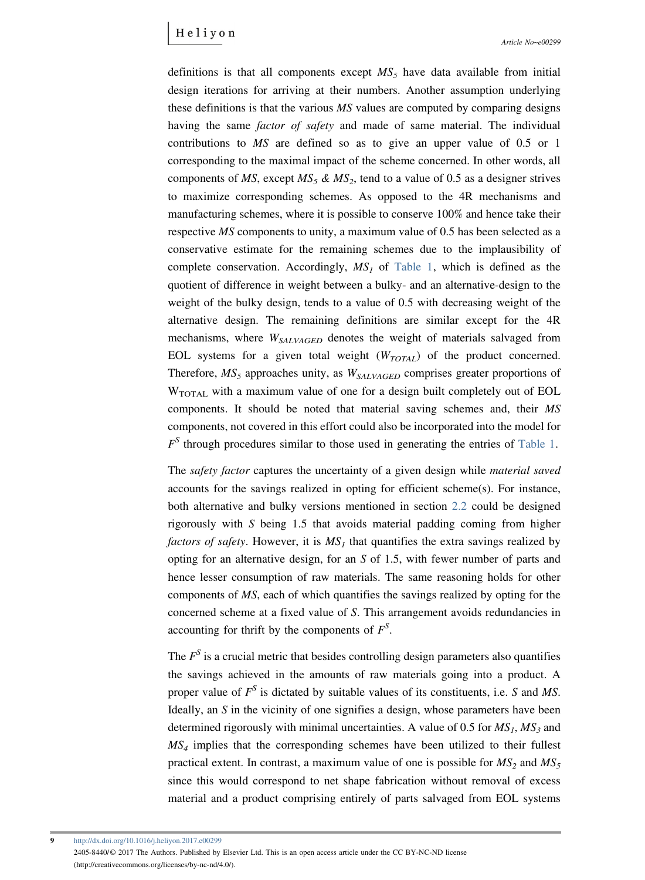definitions is that all components except $MS_5$ have data available from initial design iterations for arriving at their numbers. Another assumption underlying these definitions is that the various $MS$ values are computed by comparing designs having the same *factor of safety* and made of same material. The individual contributions to $MS$ are defined so as to give an upper value of 0.5 or 1 corresponding to the maximal impact of the scheme concerned. In other words, all components of $MS$, except $MS_5$ & $MS_2$, tend to a value of 0.5 as a designer strives to maximize corresponding schemes. As opposed to the 4R mechanisms and manufacturing schemes, where it is possible to conserve 100% and hence take their respective $MS$ components to unity, a maximum value of 0.5 has been selected as a conservative estimate for the remaining schemes due to the implausibility of complete conservation. Accordingly, $MS_1$ of Table 1, which is defined as the quotient of difference in weight between a bulky- and an alternative-design to the weight of the bulky design, tends to a value of 0.5 with decreasing weight of the alternative design. The remaining definitions are similar except for the 4R mechanisms, where $W_{SALVAGED}$ denotes the weight of materials salvaged from EOL systems for a given total weight ($W_{TOTAL}$) of the product concerned. Therefore, $MS_5$ approaches unity, as $W_{SALVAGED}$ comprises greater proportions of $W_{TOTAL}$ with a maximum value of one for a design built completely out of EOL components. It should be noted that material saving schemes and, their $MS$ components, not covered in this effort could also be incorporated into the model for $F^S$ through procedures similar to those used in generating the entries of Table 1.

The *safety factor* captures the uncertainty of a given design while *material saved* accounts for the savings realized in opting for efficient scheme(s). For instance, both alternative and bulky versions mentioned in section 2.2 could be designed rigorously with $S$ being 1.5 that avoids material padding coming from higher *factors of safety*. However, it is $MS_1$ that quantifies the extra savings realized by opting for an alternative design, for an $S$ of 1.5, with fewer number of parts and hence lesser consumption of raw materials. The same reasoning holds for other components of $MS$, each of which quantifies the savings realized by opting for the concerned scheme at a fixed value of $S$. This arrangement avoids redundancies in accounting for thrift by the components of $F^S$.

The $F^S$ is a crucial metric that besides controlling design parameters also quantifies the savings achieved in the amounts of raw materials going into a product. A proper value of $F^S$ is dictated by suitable values of its constituents, i.e. $S$ and $MS$. Ideally, an $S$ in the vicinity of one signifies a design, whose parameters have been determined rigorously with minimal uncertainties. A value of 0.5 for $MS_1$, $MS_3$ and $MS_4$ implies that the corresponding schemes have been utilized to their fullest practical extent. In contrast, a maximum value of one is possible for $MS_2$ and $MS_5$ since this would correspond to net shape fabrication without removal of excess material and a product comprising entirely of parts salvaged from EOL systems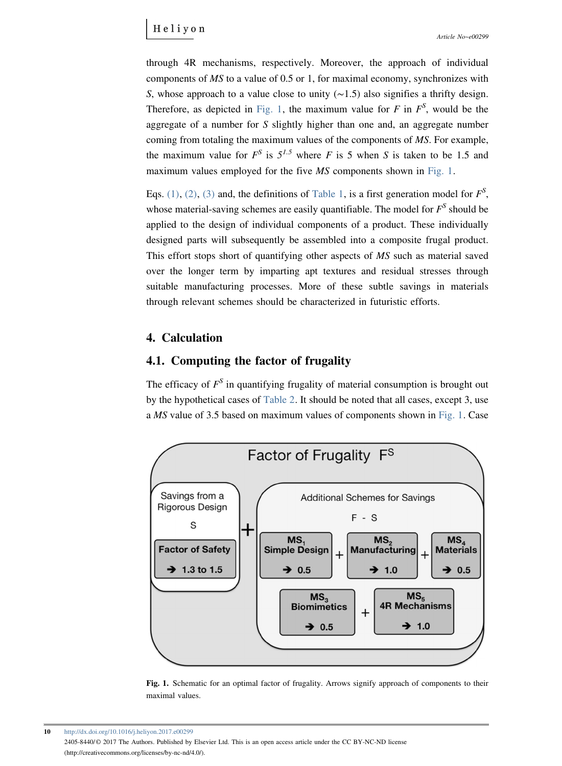through 4R mechanisms, respectively. Moreover, the approach of individual components of *MS* to a value of 0.5 or 1, for maximal economy, synchronizes with *S*, whose approach to a value close to unity (~1.5) also signifies a thrifty design. Therefore, as depicted in Fig. 1, the maximum value for *F* in $F^S$, would be the aggregate of a number for *S* slightly higher than one and, an aggregate number coming from totaling the maximum values of the components of *MS*. For example, the maximum value for $F^S$ is $5^{1.5}$ where *F* is 5 when *S* is taken to be 1.5 and maximum values employed for the five *MS* components shown in Fig. 1.

Eqs. (1), (2), (3) and, the definitions of Table 1, is a first generation model for $F^S$, whose material-saving schemes are easily quantifiable. The model for $F^S$ should be applied to the design of individual components of a product. These individually designed parts will subsequently be assembled into a composite frugal product. This effort stops short of quantifying other aspects of *MS* such as material saved over the longer term by imparting apt textures and residual stresses through suitable manufacturing processes. More of these subtle savings in materials through relevant schemes should be characterized in futuristic efforts.

## 4. Calculation

### 4.1. Computing the factor of frugality

The efficacy of $F^S$ in quantifying frugality of material consumption is brought out by the hypothetical cases of Table 2. It should be noted that all cases, except 3, use a *MS* value of 3.5 based on maximum values of components shown in Fig. 1. Case

**Fig. 1.** Schematic for an optimal factor of frugality. Arrows signify approach of components to their maximal values.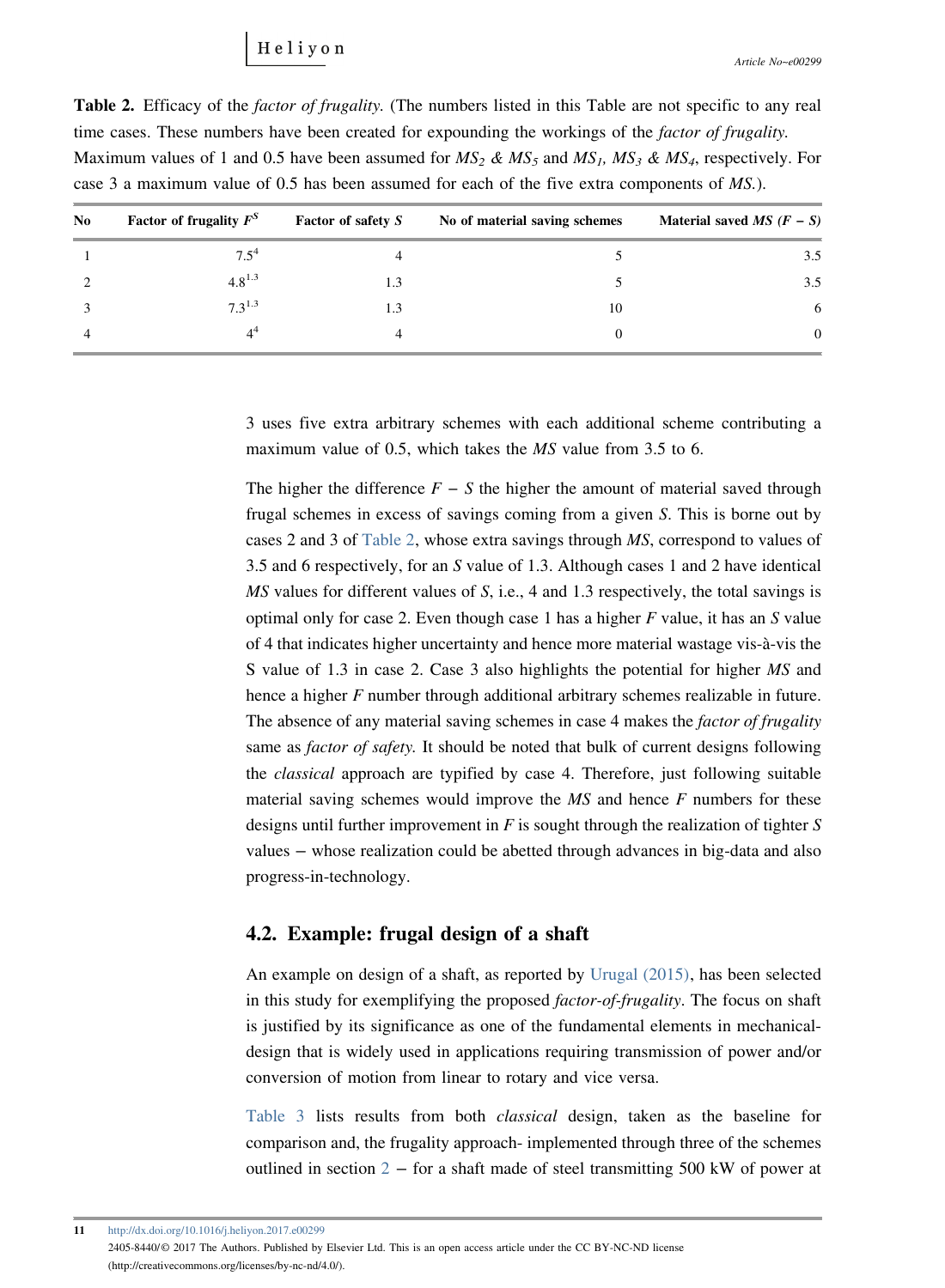**Table 2.** Efficacy of the *factor of frugality*. (The numbers listed in this Table are not specific to any real time cases. These numbers have been created for expounding the workings of the *factor of frugality*. Maximum values of 1 and 0.5 have been assumed for $MS_2$ & $MS_5$ and $MS_1$, $MS_3$ & $MS_4$, respectively. For case 3 a maximum value of 0.5 has been assumed for each of the five extra components of *MS*.).

| No | Factor of frugality $F^S$ | Factor of safety $S$ | No of material saving schemes | Material saved $MS$ $(F - S)$ |
|---|---|---|---|---|
| 1 | $7.5^4$ | 4 | 5 | 3.5 |
| 2 | $4.8^{1.3}$ | 1.3 | 5 | 3.5 |
| 3 | $7.3^{1.3}$ | 1.3 | 10 | 6 |
| 4 | $4^4$ | 4 | 0 | 0 |

3 uses five extra arbitrary schemes with each additional scheme contributing a maximum value of 0.5, which takes the *MS* value from 3.5 to 6.

The higher the difference $F - S$ the higher the amount of material saved through frugal schemes in excess of savings coming from a given *S*. This is borne out by cases 2 and 3 of Table 2, whose extra savings through *MS*, correspond to values of 3.5 and 6 respectively, for an *S* value of 1.3. Although cases 1 and 2 have identical *MS* values for different values of *S*, i.e., 4 and 1.3 respectively, the total savings is optimal only for case 2. Even though case 1 has a higher *F* value, it has an *S* value of 4 that indicates higher uncertainty and hence more material wastage vis-à-vis the S value of 1.3 in case 2. Case 3 also highlights the potential for higher *MS* and hence a higher *F* number through additional arbitrary schemes realizable in future. The absence of any material saving schemes in case 4 makes the *factor of frugality* same as *factor of safety*. It should be noted that bulk of current designs following the *classical* approach are typified by case 4. Therefore, just following suitable material saving schemes would improve the *MS* and hence *F* numbers for these designs until further improvement in *F* is sought through the realization of tighter *S* values − whose realization could be abetted through advances in big-data and also progress-in-technology.

## 4.2. Example: frugal design of a shaft

An example on design of a shaft, as reported by Urugal (2015), has been selected in this study for exemplifying the proposed *factor-of-frugality*. The focus on shaft is justified by its significance as one of the fundamental elements in mechanical-design that is widely used in applications requiring transmission of power and/or conversion of motion from linear to rotary and vice versa.

Table 3 lists results from both *classical* design, taken as the baseline for comparison and, the frugality approach- implemented through three of the schemes outlined in section 2 − for a shaft made of steel transmitting 500 kW of power at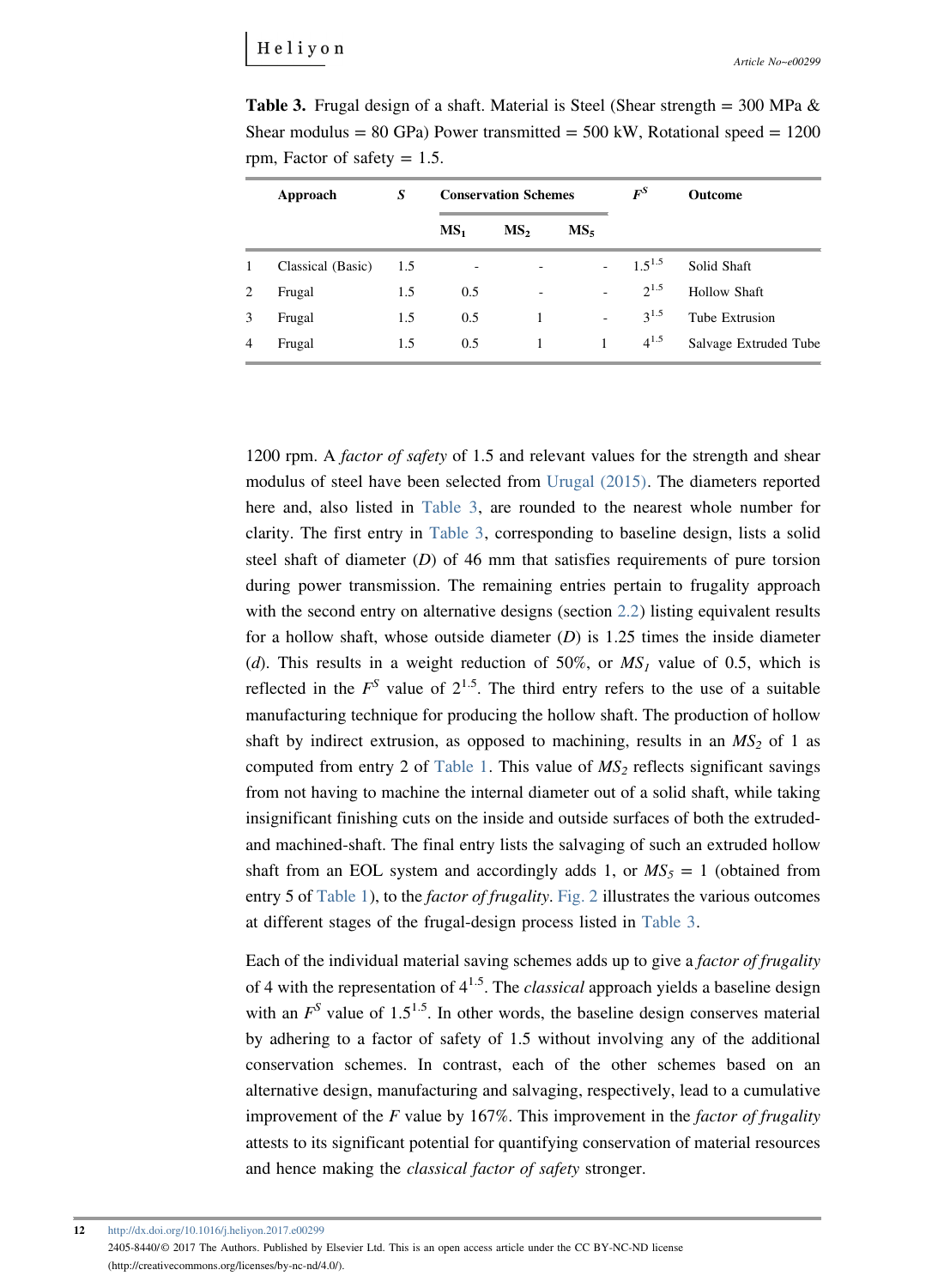**Table 3.** Frugal design of a shaft. Material is Steel (Shear strength = 300 MPa & Shear modulus = 80 GPa) Power transmitted = 500 kW, Rotational speed = 1200 rpm, Factor of safety = 1.5.

| | Approach | $S$ | Conservation Schemes | | | $F^S$ | Outcome |
|---|---|---|---|---|---|---|---|
| | | | $MS_1$ | $MS_2$ | $MS_5$ | | |
| 1 | Classical (Basic) | 1.5 | - | - | - | $1.5^{1.5}$ | Solid Shaft |
| 2 | Frugal | 1.5 | 0.5 | - | - | $2^{1.5}$ | Hollow Shaft |
| 3 | Frugal | 1.5 | 0.5 | 1 | - | $3^{1.5}$ | Tube Extrusion |
| 4 | Frugal | 1.5 | 0.5 | 1 | 1 | $4^{1.5}$ | Salvage Extruded Tube |

1200 rpm. A *factor of safety* of 1.5 and relevant values for the strength and shear modulus of steel have been selected from Urugal (2015). The diameters reported here and, also listed in Table 3, are rounded to the nearest whole number for clarity. The first entry in Table 3, corresponding to baseline design, lists a solid steel shaft of diameter ($D$) of 46 mm that satisfies requirements of pure torsion during power transmission. The remaining entries pertain to frugality approach with the second entry on alternative designs (section 2.2) listing equivalent results for a hollow shaft, whose outside diameter ($D$) is 1.25 times the inside diameter ($d$). This results in a weight reduction of 50%, or $MS_1$ value of 0.5, which is reflected in the $F^S$ value of $2^{1.5}$. The third entry refers to the use of a suitable manufacturing technique for producing the hollow shaft. The production of hollow shaft by indirect extrusion, as opposed to machining, results in an $MS_2$ of 1 as computed from entry 2 of Table 1. This value of $MS_2$ reflects significant savings from not having to machine the internal diameter out of a solid shaft, while taking insignificant finishing cuts on the inside and outside surfaces of both the extruded- and machined-shaft. The final entry lists the salvaging of such an extruded hollow shaft from an EOL system and accordingly adds 1, or $MS_5 = 1$ (obtained from entry 5 of Table 1), to the *factor of frugality*. Fig. 2 illustrates the various outcomes at different stages of the frugal-design process listed in Table 3.

Each of the individual material saving schemes adds up to give a *factor of frugality* of 4 with the representation of $4^{1.5}$. The *classical* approach yields a baseline design with an $F^S$ value of $1.5^{1.5}$. In other words, the baseline design conserves material by adhering to a factor of safety of 1.5 without involving any of the additional conservation schemes. In contrast, each of the other schemes based on an alternative design, manufacturing and salvaging, respectively, lead to a cumulative improvement of the $F$ value by 167%. This improvement in the *factor of frugality* attests to its significant potential for quantifying conservation of material resources and hence making the *classical factor of safety* stronger.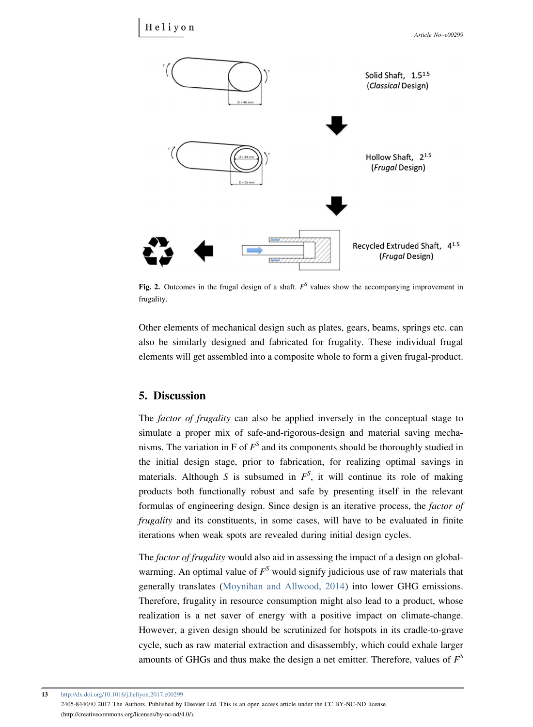Fig. 2. Outcomes in the frugal design of a shaft. $F^S$ values show the accompanying improvement in frugality.

Other elements of mechanical design such as plates, gears, beams, springs etc. can also be similarly designed and fabricated for frugality. These individual frugal elements will get assembled into a composite whole to form a given frugal-product.

## 5. Discussion

The *factor of frugality* can also be applied inversely in the conceptual stage to simulate a proper mix of safe-and-rigorous-design and material saving mechanisms. The variation in F of $F^S$ and its components should be thoroughly studied in the initial design stage, prior to fabrication, for realizing optimal savings in materials. Although $S$ is subsumed in $F^S$, it will continue its role of making products both functionally robust and safe by presenting itself in the relevant formulas of engineering design. Since design is an iterative process, the *factor of frugality* and its constituents, in some cases, will have to be evaluated in finite iterations when weak spots are revealed during initial design cycles.

The *factor of frugality* would also aid in assessing the impact of a design on global-warming. An optimal value of $F^S$ would signify judicious use of raw materials that generally translates (Moynihan and Allwood, 2014) into lower GHG emissions. Therefore, frugality in resource consumption might also lead to a product, whose realization is a net saver of energy with a positive impact on climate-change. However, a given design should be scrutinized for hotspots in its cradle-to-grave cycle, such as raw material extraction and disassembly, which could exhale larger amounts of GHGs and thus make the design a net emitter. Therefore, values of $F^S$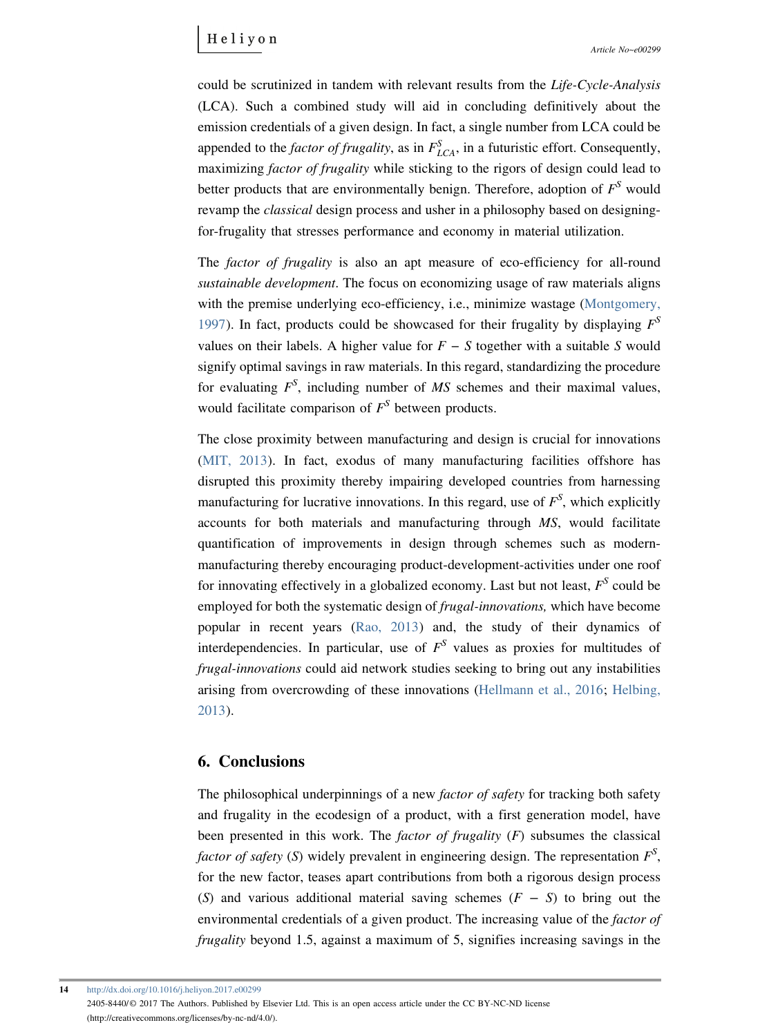could be scrutinized in tandem with relevant results from the *Life-Cycle-Analysis* (LCA). Such a combined study will aid in concluding definitively about the emission credentials of a given design. In fact, a single number from LCA could be appended to the *factor of frugality*, as in $F^S_{LCA}$, in a futuristic effort. Consequently, maximizing *factor of frugality* while sticking to the rigors of design could lead to better products that are environmentally benign. Therefore, adoption of $F^S$ would revamp the *classical* design process and usher in a philosophy based on designing-for-frugality that stresses performance and economy in material utilization.

The *factor of frugality* is also an apt measure of eco-efficiency for all-round *sustainable development*. The focus on economizing usage of raw materials aligns with the premise underlying eco-efficiency, i.e., minimize wastage (Montgomery, 1997). In fact, products could be showcased for their frugality by displaying $F^S$ values on their labels. A higher value for $F - S$ together with a suitable $S$ would signify optimal savings in raw materials. In this regard, standardizing the procedure for evaluating $F^S$, including number of *MS* schemes and their maximal values, would facilitate comparison of $F^S$ between products.

The close proximity between manufacturing and design is crucial for innovations (MIT, 2013). In fact, exodus of many manufacturing facilities offshore has disrupted this proximity thereby impairing developed countries from harnessing manufacturing for lucrative innovations. In this regard, use of $F^S$, which explicitly accounts for both materials and manufacturing through *MS*, would facilitate quantification of improvements in design through schemes such as modern-manufacturing thereby encouraging product-development-activities under one roof for innovating effectively in a globalized economy. Last but not least, $F^S$ could be employed for both the systematic design of *frugal-innovations,* which have become popular in recent years (Rao, 2013) and, the study of their dynamics of interdependencies. In particular, use of $F^S$ values as proxies for multitudes of *frugal-innovations* could aid network studies seeking to bring out any instabilities arising from overcrowding of these innovations (Hellmann et al., 2016; Helbing, 2013).

## 6. Conclusions

The philosophical underpinnings of a new *factor of safety* for tracking both safety and frugality in the ecodesign of a product, with a first generation model, have been presented in this work. The *factor of frugality* ($F$) subsumes the classical *factor of safety* ($S$) widely prevalent in engineering design. The representation $F^S$, for the new factor, teases apart contributions from both a rigorous design process ($S$) and various additional material saving schemes ($F - S$) to bring out the environmental credentials of a given product. The increasing value of the *factor of frugality* beyond 1.5, against a maximum of 5, signifies increasing savings in the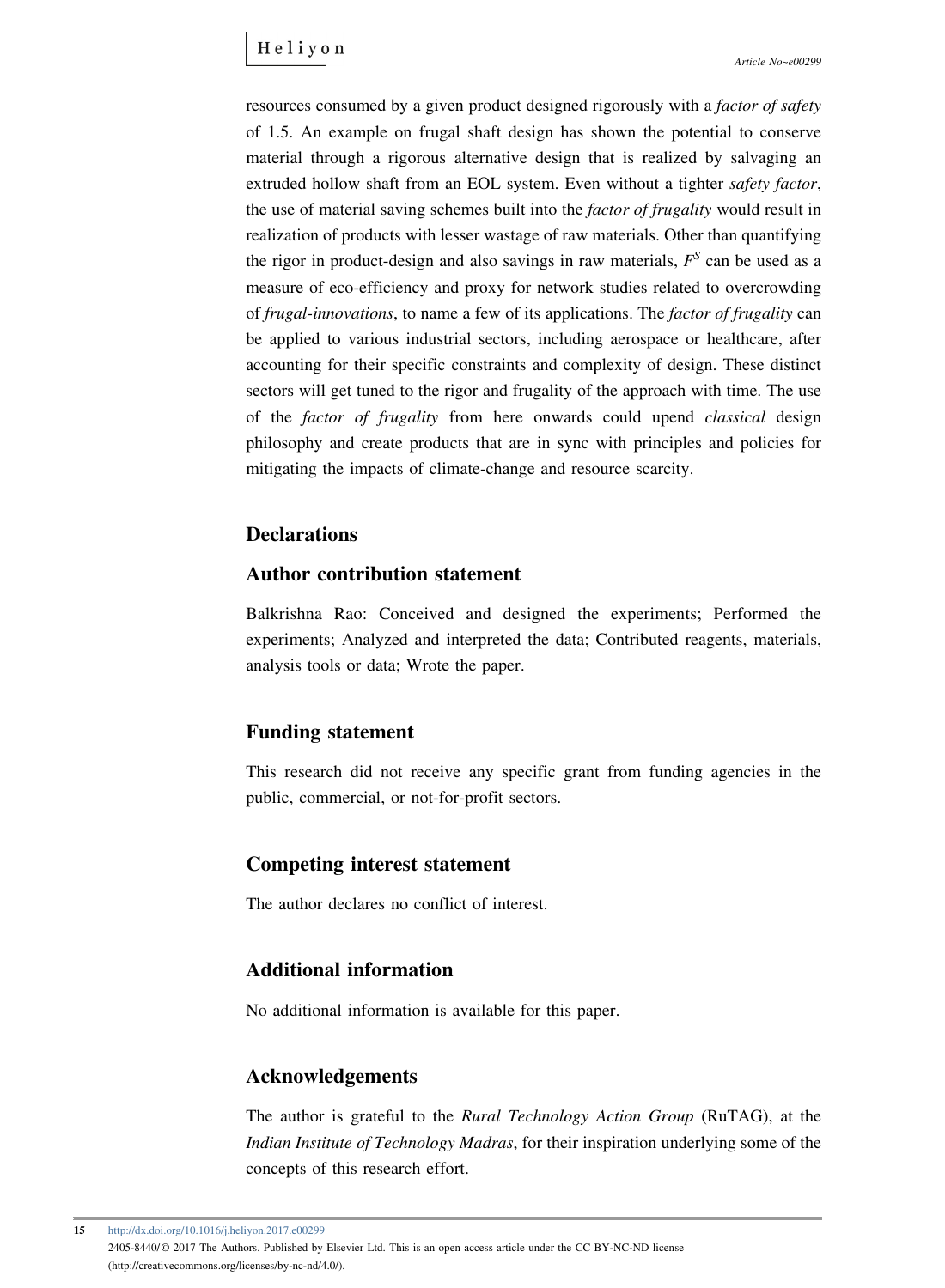resources consumed by a given product designed rigorously with a *factor of safety* of 1.5. An example on frugal shaft design has shown the potential to conserve material through a rigorous alternative design that is realized by salvaging an extruded hollow shaft from an EOL system. Even without a tighter *safety factor*, the use of material saving schemes built into the *factor of frugality* would result in realization of products with lesser wastage of raw materials. Other than quantifying the rigor in product-design and also savings in raw materials, $F^S$ can be used as a measure of eco-efficiency and proxy for network studies related to overcrowding of *frugal-innovations*, to name a few of its applications. The *factor of frugality* can be applied to various industrial sectors, including aerospace or healthcare, after accounting for their specific constraints and complexity of design. These distinct sectors will get tuned to the rigor and frugality of the approach with time. The use of the *factor of frugality* from here onwards could upend *classical* design philosophy and create products that are in sync with principles and policies for mitigating the impacts of climate-change and resource scarcity.

## Declarations

### Author contribution statement

Balkrishna Rao: Conceived and designed the experiments; Performed the experiments; Analyzed and interpreted the data; Contributed reagents, materials, analysis tools or data; Wrote the paper.

### Funding statement

This research did not receive any specific grant from funding agencies in the public, commercial, or not-for-profit sectors.

### Competing interest statement

The author declares no conflict of interest.

### Additional information

No additional information is available for this paper.

### Acknowledgements

The author is grateful to the *Rural Technology Action Group* (RuTAG), at the *Indian Institute of Technology Madras*, for their inspiration underlying some of the concepts of this research effort.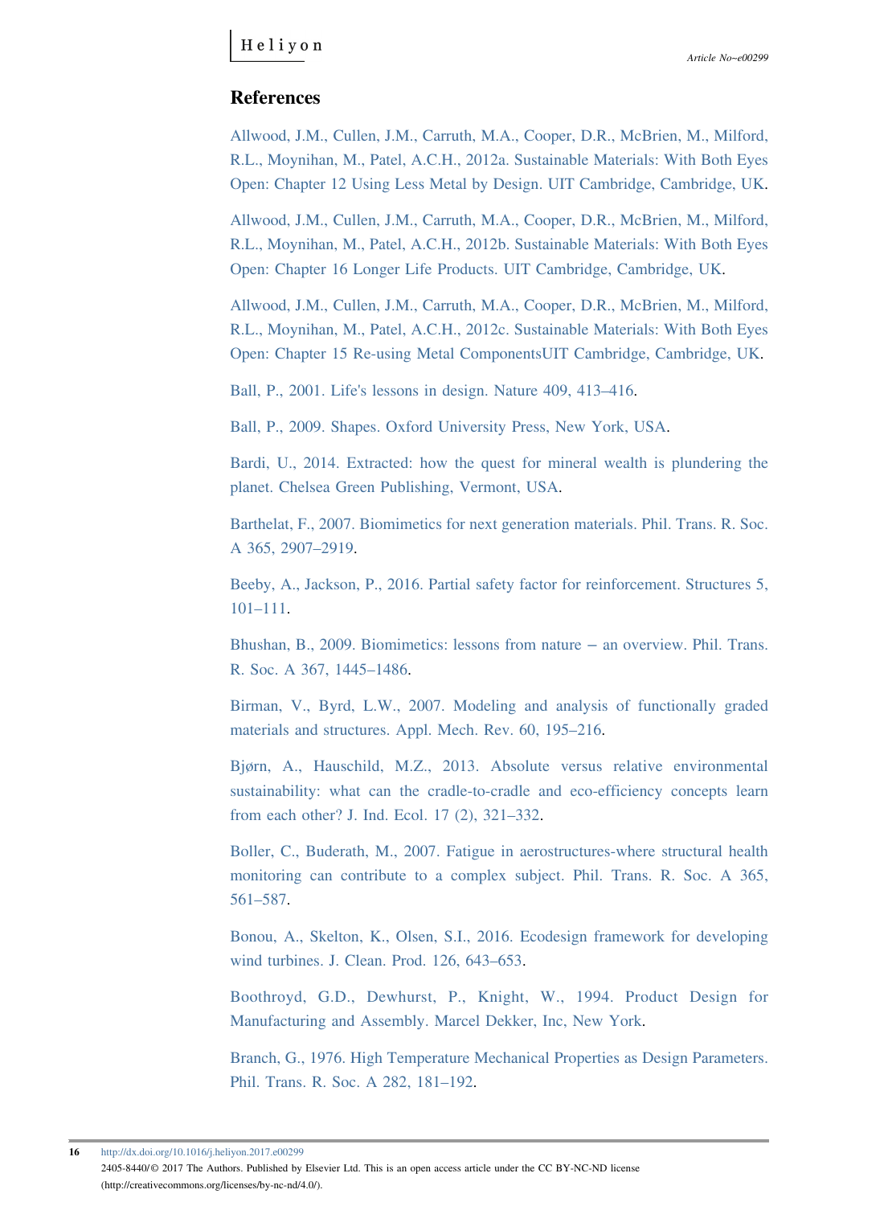## References

Allwood, J.M., Cullen, J.M., Carruth, M.A., Cooper, D.R., McBrien, M., Milford, R.L., Moynihan, M., Patel, A.C.H., 2012a. Sustainable Materials: With Both Eyes Open: Chapter 12 Using Less Metal by Design. UIT Cambridge, Cambridge, UK.

Allwood, J.M., Cullen, J.M., Carruth, M.A., Cooper, D.R., McBrien, M., Milford, R.L., Moynihan, M., Patel, A.C.H., 2012b. Sustainable Materials: With Both Eyes Open: Chapter 16 Longer Life Products. UIT Cambridge, Cambridge, UK.

Allwood, J.M., Cullen, J.M., Carruth, M.A., Cooper, D.R., McBrien, M., Milford, R.L., Moynihan, M., Patel, A.C.H., 2012c. Sustainable Materials: With Both Eyes Open: Chapter 15 Re-using Metal ComponentsUIT Cambridge, Cambridge, UK.

Ball, P., 2001. Life's lessons in design. Nature 409, 413–416.

Ball, P., 2009. Shapes. Oxford University Press, New York, USA.

Bardi, U., 2014. Extracted: how the quest for mineral wealth is plundering the planet. Chelsea Green Publishing, Vermont, USA.

Barthelat, F., 2007. Biomimetics for next generation materials. Phil. Trans. R. Soc. A 365, 2907–2919.

Beeby, A., Jackson, P., 2016. Partial safety factor for reinforcement. Structures 5, 101–111.

Bhushan, B., 2009. Biomimetics: lessons from nature – an overview. Phil. Trans. R. Soc. A 367, 1445–1486.

Birman, V., Byrd, L.W., 2007. Modeling and analysis of functionally graded materials and structures. Appl. Mech. Rev. 60, 195–216.

Bjørn, A., Hauschild, M.Z., 2013. Absolute versus relative environmental sustainability: what can the cradle-to-cradle and eco-efficiency concepts learn from each other? J. Ind. Ecol. 17 (2), 321–332.

Boller, C., Buderath, M., 2007. Fatigue in aerostructures-where structural health monitoring can contribute to a complex subject. Phil. Trans. R. Soc. A 365, 561–587.

Bonou, A., Skelton, K., Olsen, S.I., 2016. Ecodesign framework for developing wind turbines. J. Clean. Prod. 126, 643–653.

Boothroyd, G.D., Dewhurst, P., Knight, W., 1994. Product Design for Manufacturing and Assembly. Marcel Dekker, Inc, New York.

Branch, G., 1976. High Temperature Mechanical Properties as Design Parameters. Phil. Trans. R. Soc. A 282, 181–192.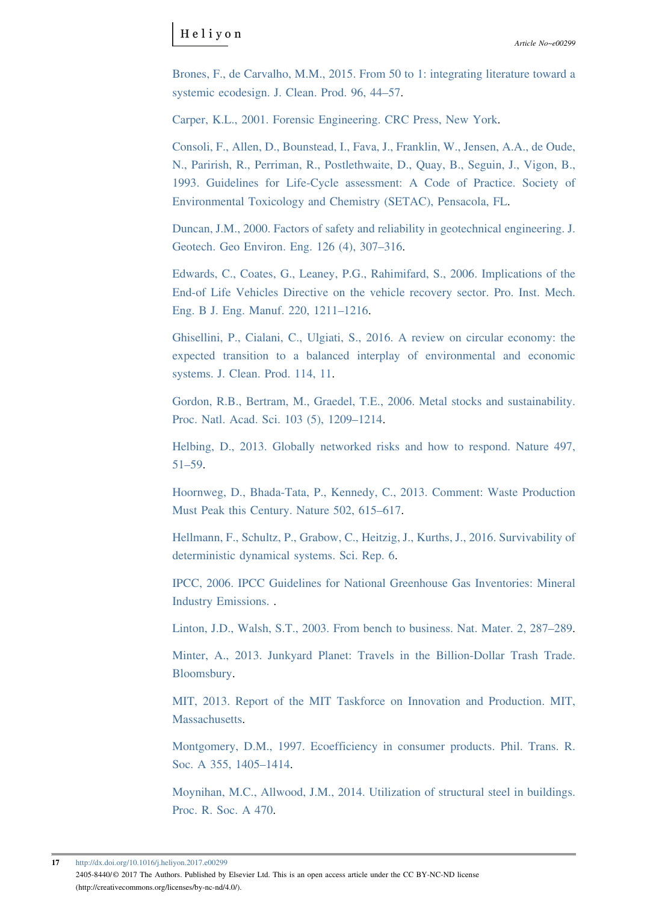Brones, F., de Carvalho, M.M., 2015. From 50 to 1: integrating literature toward a systemic ecodesign. J. Clean. Prod. 96, 44–57.

Carper, K.L., 2001. Forensic Engineering. CRC Press, New York.

Consoli, F., Allen, D., Bounstead, I., Fava, J., Franklin, W., Jensen, A.A., de Oude, N., Parirish, R., Perriman, R., Postlethwaite, D., Quay, B., Seguin, J., Vigon, B., 1993. Guidelines for Life-Cycle assessment: A Code of Practice. Society of Environmental Toxicology and Chemistry (SETAC), Pensacola, FL.

Duncan, J.M., 2000. Factors of safety and reliability in geotechnical engineering. J. Geotech. Geo Environ. Eng. 126 (4), 307–316.

Edwards, C., Coates, G., Leaney, P.G., Rahimifard, S., 2006. Implications of the End-of Life Vehicles Directive on the vehicle recovery sector. Pro. Inst. Mech. Eng. B J. Eng. Manuf. 220, 1211–1216.

Ghisellini, P., Cialani, C., Ulgiati, S., 2016. A review on circular economy: the expected transition to a balanced interplay of environmental and economic systems. J. Clean. Prod. 114, 11.

Gordon, R.B., Bertram, M., Graedel, T.E., 2006. Metal stocks and sustainability. Proc. Natl. Acad. Sci. 103 (5), 1209–1214.

Helbing, D., 2013. Globally networked risks and how to respond. Nature 497, 51–59.

Hoornweg, D., Bhada-Tata, P., Kennedy, C., 2013. Comment: Waste Production Must Peak this Century. Nature 502, 615–617.

Hellmann, F., Schultz, P., Grabow, C., Heitzig, J., Kurths, J., 2016. Survivability of deterministic dynamical systems. Sci. Rep. 6.

IPCC, 2006. IPCC Guidelines for National Greenhouse Gas Inventories: Mineral Industry Emissions. .

Linton, J.D., Walsh, S.T., 2003. From bench to business. Nat. Mater. 2, 287–289.

Minter, A., 2013. Junkyard Planet: Travels in the Billion-Dollar Trash Trade. Bloomsbury.

MIT, 2013. Report of the MIT Taskforce on Innovation and Production. MIT, Massachusetts.

Montgomery, D.M., 1997. Ecoefficiency in consumer products. Phil. Trans. R. Soc. A 355, 1405–1414.

Moynihan, M.C., Allwood, J.M., 2014. Utilization of structural steel in buildings. Proc. R. Soc. A 470.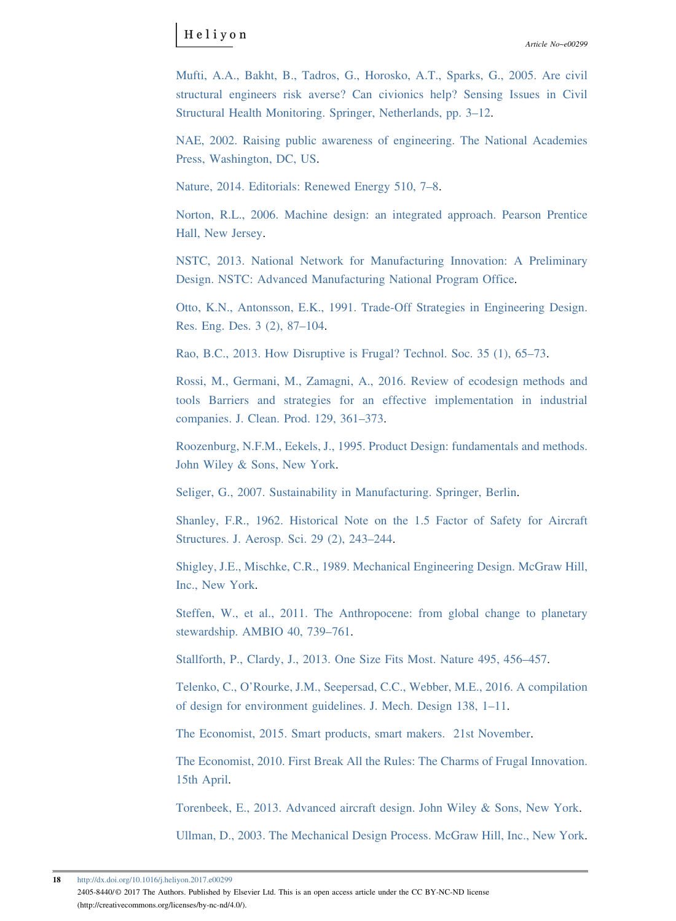Mufti, A.A., Bakht, B., Tadros, G., Horosko, A.T., Sparks, G., 2005. Are civil structural engineers risk averse? Can civionics help? Sensing Issues in Civil Structural Health Monitoring. Springer, Netherlands, pp. 3–12.

NAE, 2002. Raising public awareness of engineering. The National Academies Press, Washington, DC, US.

Nature, 2014. Editorials: Renewed Energy 510, 7–8.

Norton, R.L., 2006. Machine design: an integrated approach. Pearson Prentice Hall, New Jersey.

NSTC, 2013. National Network for Manufacturing Innovation: A Preliminary Design. NSTC: Advanced Manufacturing National Program Office.

Otto, K.N., Antonsson, E.K., 1991. Trade-Off Strategies in Engineering Design. Res. Eng. Des. 3 (2), 87–104.

Rao, B.C., 2013. How Disruptive is Frugal? Technol. Soc. 35 (1), 65–73.

Rossi, M., Germani, M., Zamagni, A., 2016. Review of ecodesign methods and tools Barriers and strategies for an effective implementation in industrial companies. J. Clean. Prod. 129, 361–373.

Roozenburg, N.F.M., Eekels, J., 1995. Product Design: fundamentals and methods. John Wiley & Sons, New York.

Seliger, G., 2007. Sustainability in Manufacturing. Springer, Berlin.

Shanley, F.R., 1962. Historical Note on the 1.5 Factor of Safety for Aircraft Structures. J. Aerosp. Sci. 29 (2), 243–244.

Shigley, J.E., Mischke, C.R., 1989. Mechanical Engineering Design. McGraw Hill, Inc., New York.

Steffen, W., et al., 2011. The Anthropocene: from global change to planetary stewardship. AMBIO 40, 739–761.

Stallforth, P., Clardy, J., 2013. One Size Fits Most. Nature 495, 456–457.

Telenko, C., O'Rourke, J.M., Seepersad, C.C., Webber, M.E., 2016. A compilation of design for environment guidelines. J. Mech. Design 138, 1–11.

The Economist, 2015. Smart products, smart makers. 21st November.

The Economist, 2010. First Break All the Rules: The Charms of Frugal Innovation. 15th April.

Torenbeek, E., 2013. Advanced aircraft design. John Wiley & Sons, New York.

Ullman, D., 2003. The Mechanical Design Process. McGraw Hill, Inc., New York.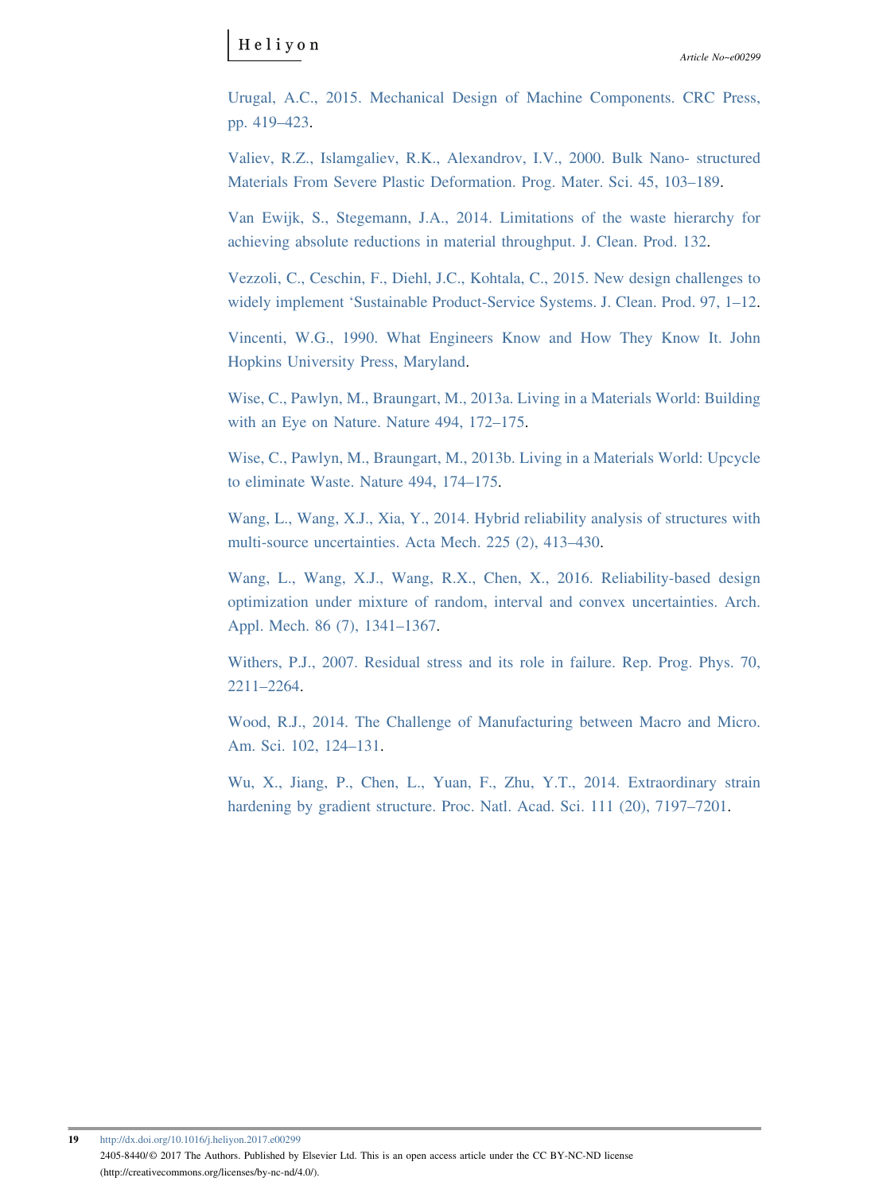Urugal, A.C., 2015. Mechanical Design of Machine Components. CRC Press, pp. 419–423.

Valiev, R.Z., Islamgaliev, R.K., Alexandrov, I.V., 2000. Bulk Nano- structured Materials From Severe Plastic Deformation. Prog. Mater. Sci. 45, 103–189.

Van Ewijk, S., Stegemann, J.A., 2014. Limitations of the waste hierarchy for achieving absolute reductions in material throughput. J. Clean. Prod. 132.

Vezzoli, C., Ceschin, F., Diehl, J.C., Kohtala, C., 2015. New design challenges to widely implement 'Sustainable Product-Service Systems. J. Clean. Prod. 97, 1–12.

Vincenti, W.G., 1990. What Engineers Know and How They Know It. John Hopkins University Press, Maryland.

Wise, C., Pawlyn, M., Braungart, M., 2013a. Living in a Materials World: Building with an Eye on Nature. Nature 494, 172–175.

Wise, C., Pawlyn, M., Braungart, M., 2013b. Living in a Materials World: Upcycle to eliminate Waste. Nature 494, 174–175.

Wang, L., Wang, X.J., Xia, Y., 2014. Hybrid reliability analysis of structures with multi-source uncertainties. Acta Mech. 225 (2), 413–430.

Wang, L., Wang, X.J., Wang, R.X., Chen, X., 2016. Reliability-based design optimization under mixture of random, interval and convex uncertainties. Arch. Appl. Mech. 86 (7), 1341–1367.

Withers, P.J., 2007. Residual stress and its role in failure. Rep. Prog. Phys. 70, 2211–2264.

Wood, R.J., 2014. The Challenge of Manufacturing between Macro and Micro. Am. Sci. 102, 124–131.

Wu, X., Jiang, P., Chen, L., Yuan, F., Zhu, Y.T., 2014. Extraordinary strain hardening by gradient structure. Proc. Natl. Acad. Sci. 111 (20), 7197–7201.